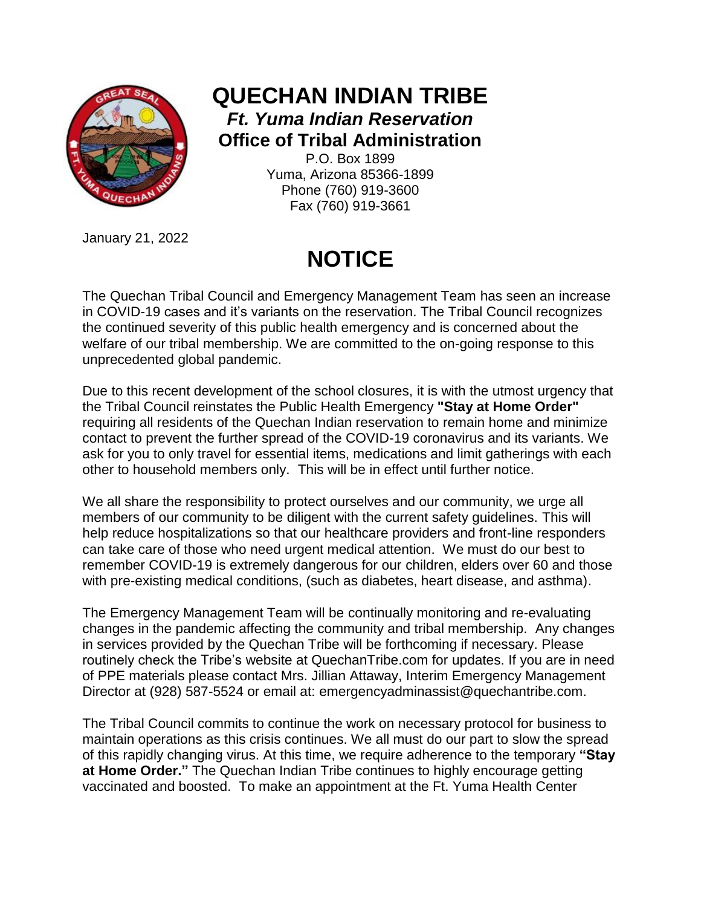# QUECHAN INDIAN TRIBE

***Ft. Yuma Indian Reservation***

**Office of Tribal Administration**

P.O. Box 1899
Yuma, Arizona 85366-1899
Phone (760) 919-3600
Fax (760) 919-3661

January 21, 2022

## NOTICE

The Quechan Tribal Council and Emergency Management Team has seen an increase in COVID-19 cases and it's variants on the reservation. The Tribal Council recognizes the continued severity of this public health emergency and is concerned about the welfare of our tribal membership. We are committed to the on-going response to this unprecedented global pandemic.

Due to this recent development of the school closures, it is with the utmost urgency that the Tribal Council reinstates the Public Health Emergency **"Stay at Home Order"** requiring all residents of the Quechan Indian reservation to remain home and minimize contact to prevent the further spread of the COVID-19 coronavirus and its variants. We ask for you to only travel for essential items, medications and limit gatherings with each other to household members only. This will be in effect until further notice.

We all share the responsibility to protect ourselves and our community, we urge all members of our community to be diligent with the current safety guidelines. This will help reduce hospitalizations so that our healthcare providers and front-line responders can take care of those who need urgent medical attention. We must do our best to remember COVID-19 is extremely dangerous for our children, elders over 60 and those with pre-existing medical conditions, (such as diabetes, heart disease, and asthma).

The Emergency Management Team will be continually monitoring and re-evaluating changes in the pandemic affecting the community and tribal membership. Any changes in services provided by the Quechan Tribe will be forthcoming if necessary. Please routinely check the Tribe's website at QuechanTribe.com for updates. If you are in need of PPE materials please contact Mrs. Jillian Attaway, Interim Emergency Management Director at (928) 587-5524 or email at: emergencyadminassist@quechantribe.com.

The Tribal Council commits to continue the work on necessary protocol for business to maintain operations as this crisis continues. We all must do our part to slow the spread of this rapidly changing virus. At this time, we require adherence to the temporary **"Stay at Home Order."** The Quechan Indian Tribe continues to highly encourage getting vaccinated and boosted. To make an appointment at the Ft. Yuma Health Center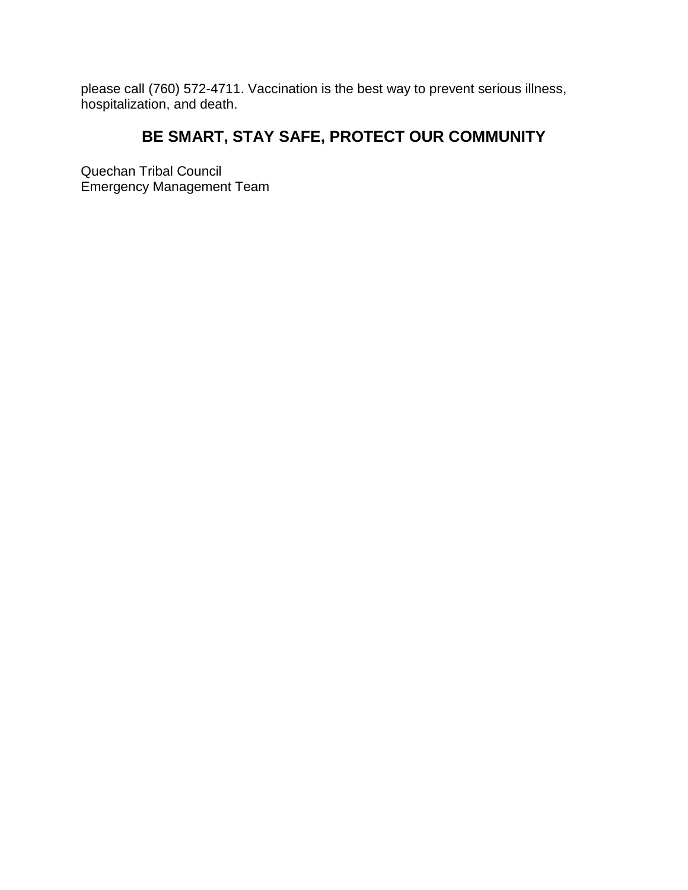please call (760) 572-4711. Vaccination is the best way to prevent serious illness, hospitalization, and death.

## BE SMART, STAY SAFE, PROTECT OUR COMMUNITY

Quechan Tribal Council
Emergency Management Team